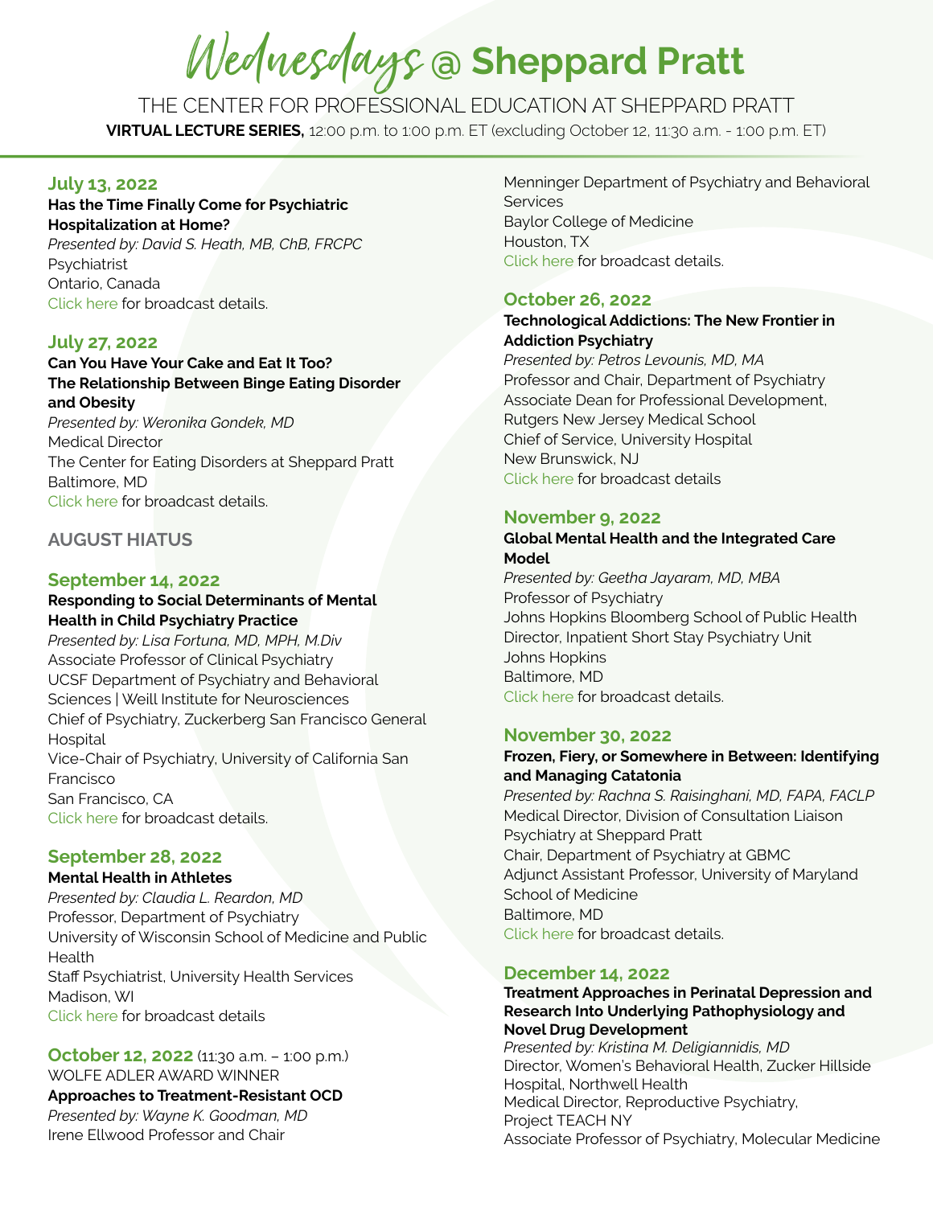# *Wednesdays* @ Sheppard Pratt

THE CENTER FOR PROFESSIONAL EDUCATION AT SHEPPARD PRATT

**VIRTUAL LECTURE SERIES,** 12:00 p.m. to 1:00 p.m. ET (excluding October 12, 11:30 a.m. - 1:00 p.m. ET)

## July 13, 2022

**Has the Time Finally Come for Psychiatric Hospitalization at Home?**
*Presented by: David S. Heath, MB, ChB, FRCPC*
Psychiatrist
Ontario, Canada
Click here for broadcast details.

## July 27, 2022

**Can You Have Your Cake and Eat It Too? The Relationship Between Binge Eating Disorder and Obesity**
*Presented by: Weronika Gondek, MD*
Medical Director
The Center for Eating Disorders at Sheppard Pratt
Baltimore, MD
Click here for broadcast details.

## AUGUST HIATUS

## September 14, 2022

**Responding to Social Determinants of Mental Health in Child Psychiatry Practice**
*Presented by: Lisa Fortuna, MD, MPH, M.Div*
Associate Professor of Clinical Psychiatry
UCSF Department of Psychiatry and Behavioral Sciences | Weill Institute for Neurosciences
Chief of Psychiatry, Zuckerberg San Francisco General Hospital
Vice-Chair of Psychiatry, University of California San Francisco
San Francisco, CA
Click here for broadcast details.

## September 28, 2022

**Mental Health in Athletes**
*Presented by: Claudia L. Reardon, MD*
Professor, Department of Psychiatry
University of Wisconsin School of Medicine and Public Health
Staff Psychiatrist, University Health Services
Madison, WI
Click here for broadcast details

## October 12, 2022 (11:30 a.m. – 1:00 p.m.)

WOLFE ADLER AWARD WINNER
**Approaches to Treatment-Resistant OCD**
*Presented by: Wayne K. Goodman, MD*
Irene Ellwood Professor and Chair
Menninger Department of Psychiatry and Behavioral Services
Baylor College of Medicine
Houston, TX
Click here for broadcast details.

## October 26, 2022

**Technological Addictions: The New Frontier in Addiction Psychiatry**
*Presented by: Petros Levounis, MD, MA*
Professor and Chair, Department of Psychiatry
Associate Dean for Professional Development, Rutgers New Jersey Medical School
Chief of Service, University Hospital
New Brunswick, NJ
Click here for broadcast details

## November 9, 2022

**Global Mental Health and the Integrated Care Model**
*Presented by: Geetha Jayaram, MD, MBA*
Professor of Psychiatry
Johns Hopkins Bloomberg School of Public Health
Director, Inpatient Short Stay Psychiatry Unit
Johns Hopkins
Baltimore, MD
Click here for broadcast details.

## November 30, 2022

**Frozen, Fiery, or Somewhere in Between: Identifying and Managing Catatonia**
*Presented by: Rachna S. Raisinghani, MD, FAPA, FACLP*
Medical Director, Division of Consultation Liaison Psychiatry at Sheppard Pratt
Chair, Department of Psychiatry at GBMC
Adjunct Assistant Professor, University of Maryland School of Medicine
Baltimore, MD
Click here for broadcast details.

## December 14, 2022

**Treatment Approaches in Perinatal Depression and Research Into Underlying Pathophysiology and Novel Drug Development**
*Presented by: Kristina M. Deligiannidis, MD*
Director, Women's Behavioral Health, Zucker Hillside Hospital, Northwell Health
Medical Director, Reproductive Psychiatry, Project TEACH NY
Associate Professor of Psychiatry, Molecular Medicine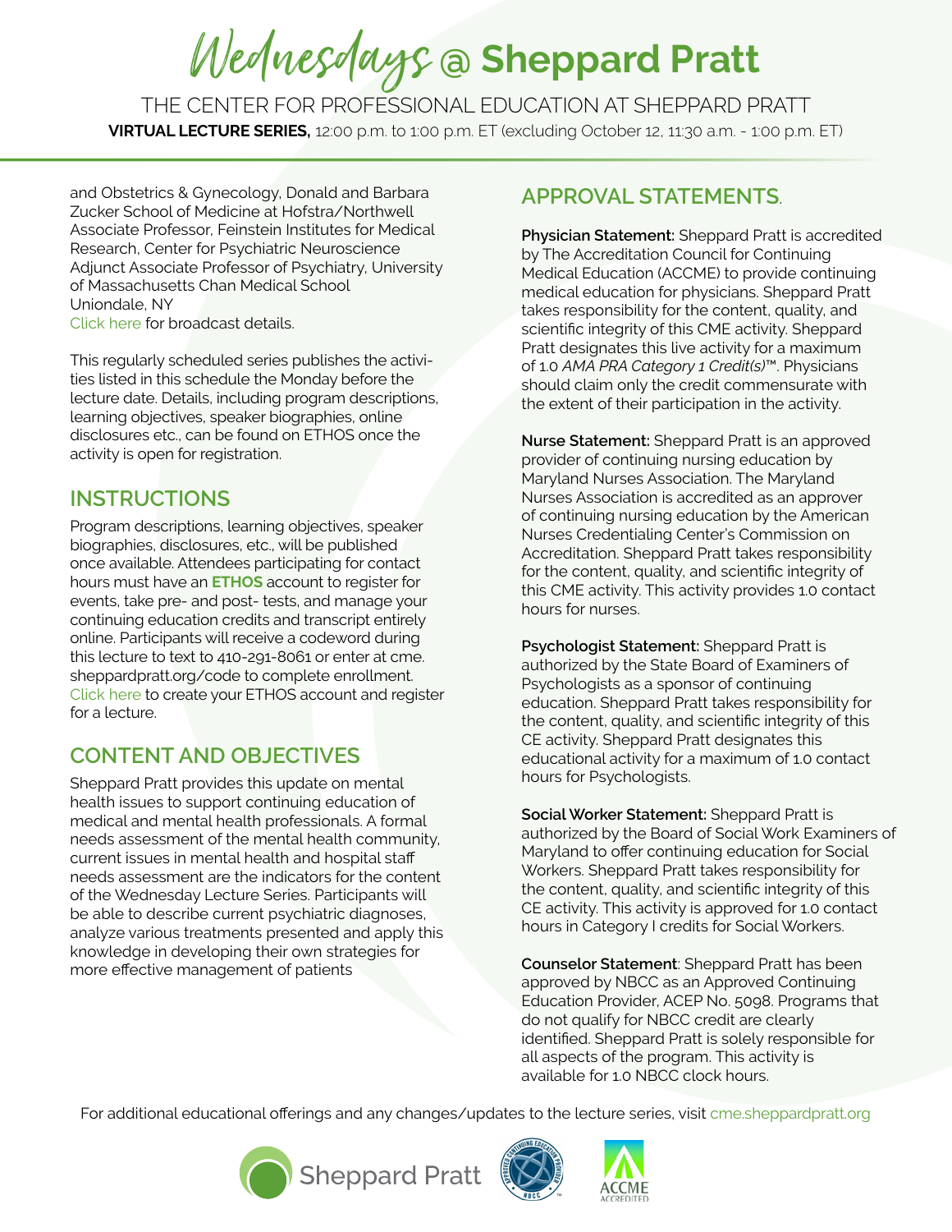# *Wednesdays* @ Sheppard Pratt

THE CENTER FOR PROFESSIONAL EDUCATION AT SHEPPARD PRATT

**VIRTUAL LECTURE SERIES,** 12:00 p.m. to 1:00 p.m. ET (excluding October 12, 11:30 a.m. - 1:00 p.m. ET)

and Obstetrics & Gynecology, Donald and Barbara Zucker School of Medicine at Hofstra/Northwell Associate Professor, Feinstein Institutes for Medical Research, Center for Psychiatric Neuroscience Adjunct Associate Professor of Psychiatry, University of Massachusetts Chan Medical School
Uniondale, NY
Click here for broadcast details.

This regularly scheduled series publishes the activities listed in this schedule the Monday before the lecture date. Details, including program descriptions, learning objectives, speaker biographies, online disclosures etc., can be found on ETHOS once the activity is open for registration.

## INSTRUCTIONS

Program descriptions, learning objectives, speaker biographies, disclosures, etc., will be published once available. Attendees participating for contact hours must have an **ETHOS** account to register for events, take pre- and post- tests, and manage your continuing education credits and transcript entirely online. Participants will receive a codeword during this lecture to text to 410-291-8061 or enter at cme.sheppardpratt.org/code to complete enrollment. Click here to create your ETHOS account and register for a lecture.

## CONTENT AND OBJECTIVES

Sheppard Pratt provides this update on mental health issues to support continuing education of medical and mental health professionals. A formal needs assessment of the mental health community, current issues in mental health and hospital staff needs assessment are the indicators for the content of the Wednesday Lecture Series. Participants will be able to describe current psychiatric diagnoses, analyze various treatments presented and apply this knowledge in developing their own strategies for more effective management of patients

## APPROVAL STATEMENTS.

**Physician Statement:** Sheppard Pratt is accredited by The Accreditation Council for Continuing Medical Education (ACCME) to provide continuing medical education for physicians. Sheppard Pratt takes responsibility for the content, quality, and scientific integrity of this CME activity. Sheppard Pratt designates this live activity for a maximum of 1.0 *AMA PRA Category 1 Credit(s)*™. Physicians should claim only the credit commensurate with the extent of their participation in the activity.

**Nurse Statement:** Sheppard Pratt is an approved provider of continuing nursing education by Maryland Nurses Association. The Maryland Nurses Association is accredited as an approver of continuing nursing education by the American Nurses Credentialing Center's Commission on Accreditation. Sheppard Pratt takes responsibility for the content, quality, and scientific integrity of this CME activity. This activity provides 1.0 contact hours for nurses.

**Psychologist Statement:** Sheppard Pratt is authorized by the State Board of Examiners of Psychologists as a sponsor of continuing education. Sheppard Pratt takes responsibility for the content, quality, and scientific integrity of this CE activity. Sheppard Pratt designates this educational activity for a maximum of 1.0 contact hours for Psychologists.

**Social Worker Statement:** Sheppard Pratt is authorized by the Board of Social Work Examiners of Maryland to offer continuing education for Social Workers. Sheppard Pratt takes responsibility for the content, quality, and scientific integrity of this CE activity. This activity is approved for 1.0 contact hours in Category I credits for Social Workers.

**Counselor Statement**: Sheppard Pratt has been approved by NBCC as an Approved Continuing Education Provider, ACEP No. 5098. Programs that do not qualify for NBCC credit are clearly identified. Sheppard Pratt is solely responsible for all aspects of the program. This activity is available for 1.0 NBCC clock hours.

For additional educational offerings and any changes/updates to the lecture series, visit cme.sheppardpratt.org

Sheppard Pratt